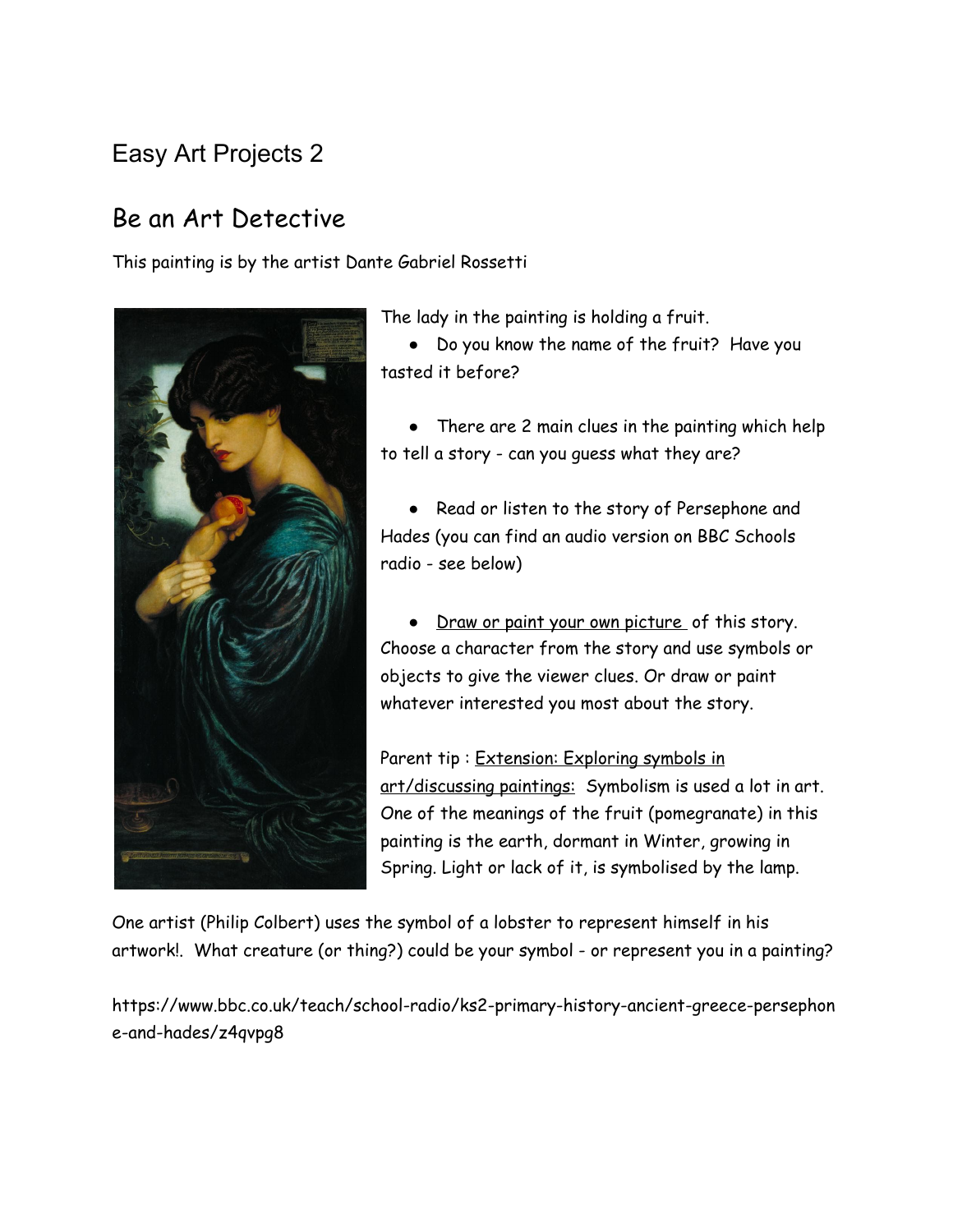# Easy Art Projects 2

## Be an Art Detective

This painting is by the artist Dante Gabriel Rossetti

The lady in the painting is holding a fruit.

- Do you know the name of the fruit? Have you tasted it before?
- There are 2 main clues in the painting which help to tell a story - can you guess what they are?
- Read or listen to the story of Persephone and Hades (you can find an audio version on BBC Schools radio - see below)
- Draw or paint your own picture of this story. Choose a character from the story and use symbols or objects to give the viewer clues. Or draw or paint whatever interested you most about the story.

Parent tip : Extension: Exploring symbols in art/discussing paintings: Symbolism is used a lot in art. One of the meanings of the fruit (pomegranate) in this painting is the earth, dormant in Winter, growing in Spring. Light or lack of it, is symbolised by the lamp.

One artist (Philip Colbert) uses the symbol of a lobster to represent himself in his artwork!. What creature (or thing?) could be your symbol - or represent you in a painting?

https://www.bbc.co.uk/teach/school-radio/ks2-primary-history-ancient-greece-persephone-and-hades/z4qvpg8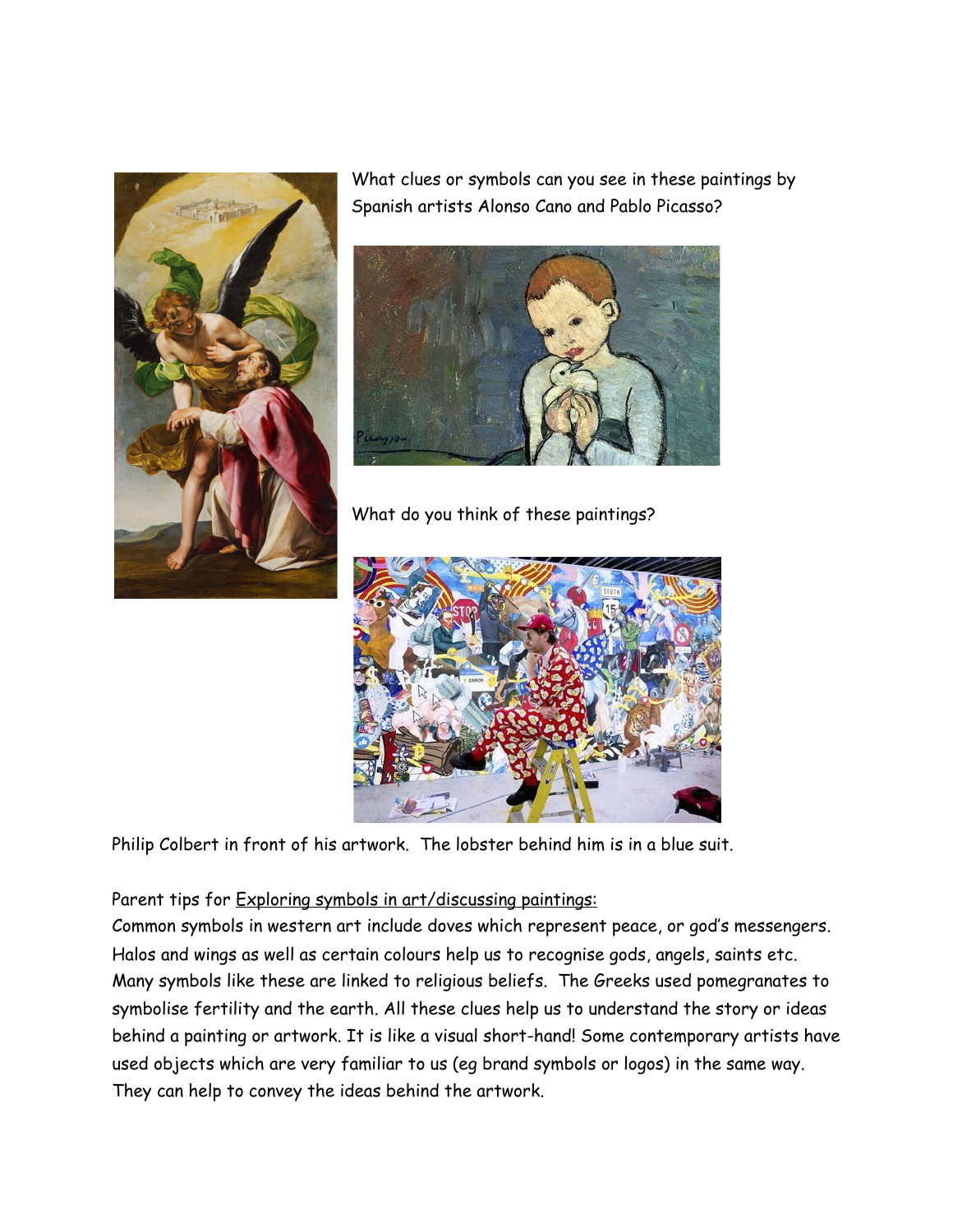What clues or symbols can you see in these paintings by Spanish artists Alonso Cano and Pablo Picasso?

What do you think of these paintings?

Philip Colbert in front of his artwork. The lobster behind him is in a blue suit.

Parent tips for Exploring symbols in art/discussing paintings:

Common symbols in western art include doves which represent peace, or god's messengers. Halos and wings as well as certain colours help us to recognise gods, angels, saints etc. Many symbols like these are linked to religious beliefs. The Greeks used pomegranates to symbolise fertility and the earth. All these clues help us to understand the story or ideas behind a painting or artwork. It is like a visual short-hand! Some contemporary artists have used objects which are very familiar to us (eg brand symbols or logos) in the same way. They can help to convey the ideas behind the artwork.